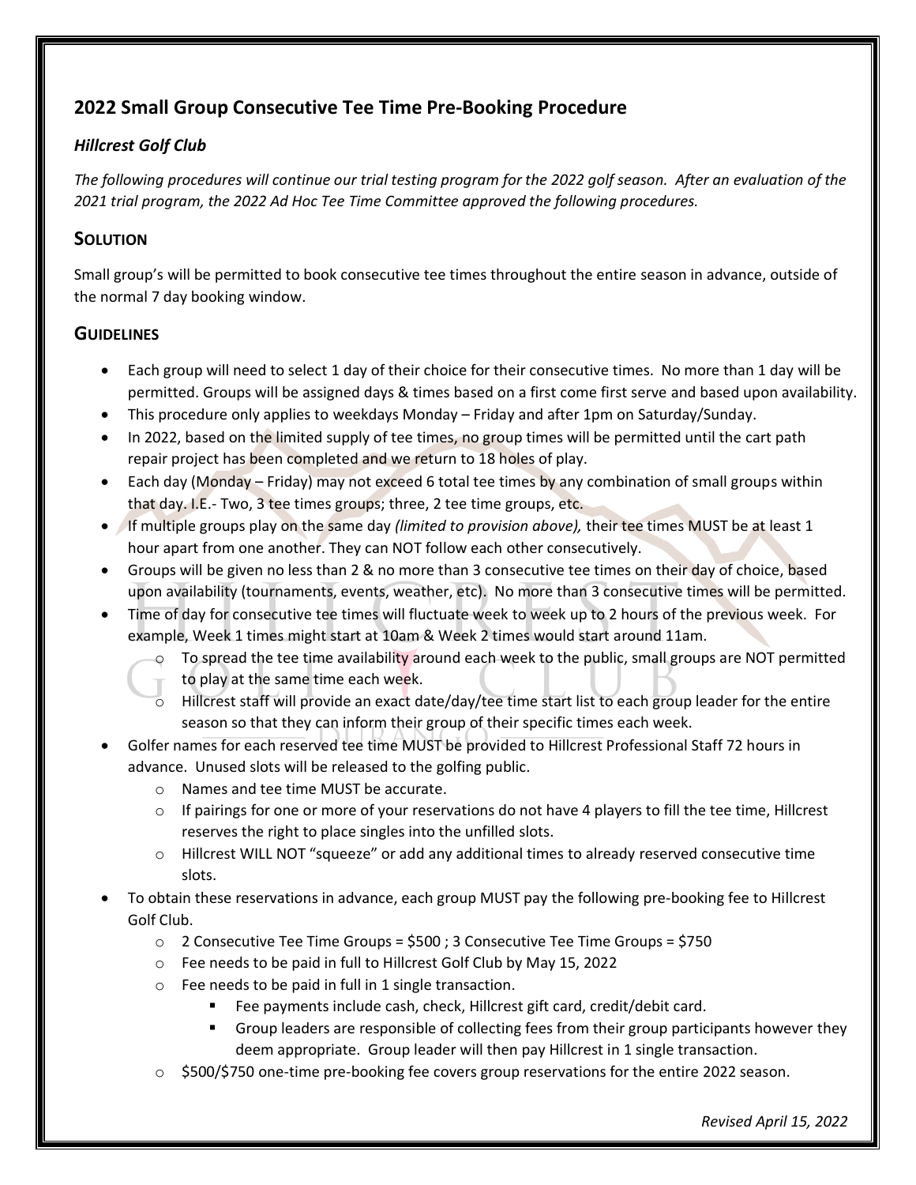## 2022 Small Group Consecutive Tee Time Pre-Booking Procedure

***Hillcrest Golf Club***

*The following procedures will continue our trial testing program for the 2022 golf season. After an evaluation of the 2021 trial program, the 2022 Ad Hoc Tee Time Committee approved the following procedures.*

### SOLUTION

Small group's will be permitted to book consecutive tee times throughout the entire season in advance, outside of the normal 7 day booking window.

### GUIDELINES

- Each group will need to select 1 day of their choice for their consecutive times. No more than 1 day will be permitted. Groups will be assigned days & times based on a first come first serve and based upon availability.
- This procedure only applies to weekdays Monday – Friday and after 1pm on Saturday/Sunday.
- In 2022, based on the limited supply of tee times, no group times will be permitted until the cart path repair project has been completed and we return to 18 holes of play.
- Each day (Monday – Friday) may not exceed 6 total tee times by any combination of small groups within that day. I.E.- Two, 3 tee times groups; three, 2 tee time groups, etc.
- If multiple groups play on the same day *(limited to provision above),* their tee times MUST be at least 1 hour apart from one another. They can NOT follow each other consecutively.
- Groups will be given no less than 2 & no more than 3 consecutive tee times on their day of choice, based upon availability (tournaments, events, weather, etc). No more than 3 consecutive times will be permitted.
- Time of day for consecutive tee times will fluctuate week to week up to 2 hours of the previous week. For example, Week 1 times might start at 10am & Week 2 times would start around 11am.
  - To spread the tee time availability around each week to the public, small groups are NOT permitted to play at the same time each week.
  - Hillcrest staff will provide an exact date/day/tee time start list to each group leader for the entire season so that they can inform their group of their specific times each week.
- Golfer names for each reserved tee time MUST be provided to Hillcrest Professional Staff 72 hours in advance. Unused slots will be released to the golfing public.
  - Names and tee time MUST be accurate.
  - If pairings for one or more of your reservations do not have 4 players to fill the tee time, Hillcrest reserves the right to place singles into the unfilled slots.
  - Hillcrest WILL NOT "squeeze" or add any additional times to already reserved consecutive time slots.
- To obtain these reservations in advance, each group MUST pay the following pre-booking fee to Hillcrest Golf Club.
  - 2 Consecutive Tee Time Groups = $500 ; 3 Consecutive Tee Time Groups = $750
  - Fee needs to be paid in full to Hillcrest Golf Club by May 15, 2022
  - Fee needs to be paid in full in 1 single transaction.
    - Fee payments include cash, check, Hillcrest gift card, credit/debit card.
    - Group leaders are responsible of collecting fees from their group participants however they deem appropriate. Group leader will then pay Hillcrest in 1 single transaction.
  - $500/$750 one-time pre-booking fee covers group reservations for the entire 2022 season.

*Revised April 15, 2022*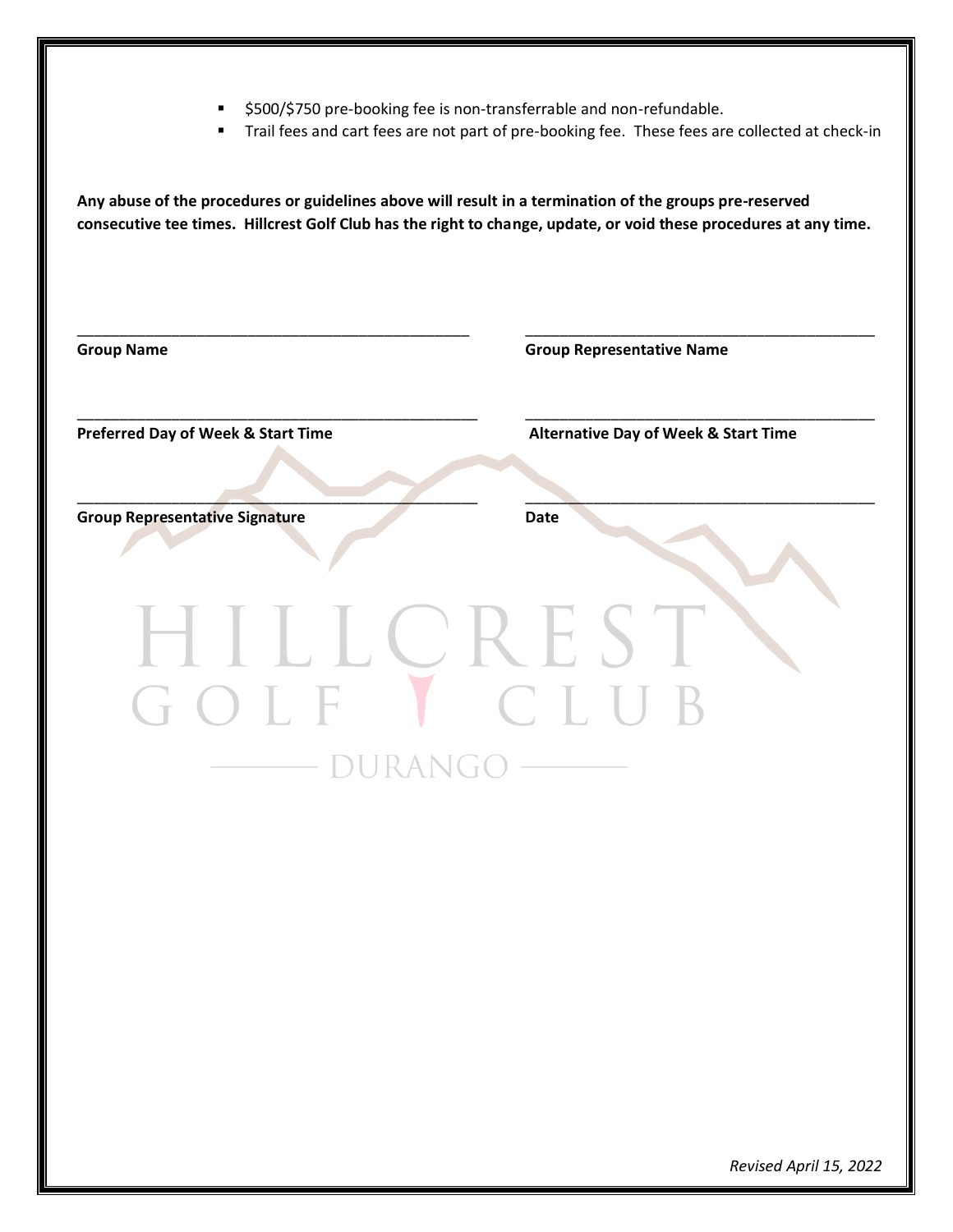- $500/$750 pre-booking fee is non-transferrable and non-refundable.
- Trail fees and cart fees are not part of pre-booking fee. These fees are collected at check-in

**Any abuse of the procedures or guidelines above will result in a termination of the groups pre-reserved consecutive tee times. Hillcrest Golf Club has the right to change, update, or void these procedures at any time.**

______________________________________________ **Group Name**

______________________________________________ **Group Representative Name**

______________________________________________ **Preferred Day of Week & Start Time**

______________________________________________ **Alternative Day of Week & Start Time**

______________________________________________ **Group Representative Signature**

______________________________________________ **Date**

*Revised April 15, 2022*